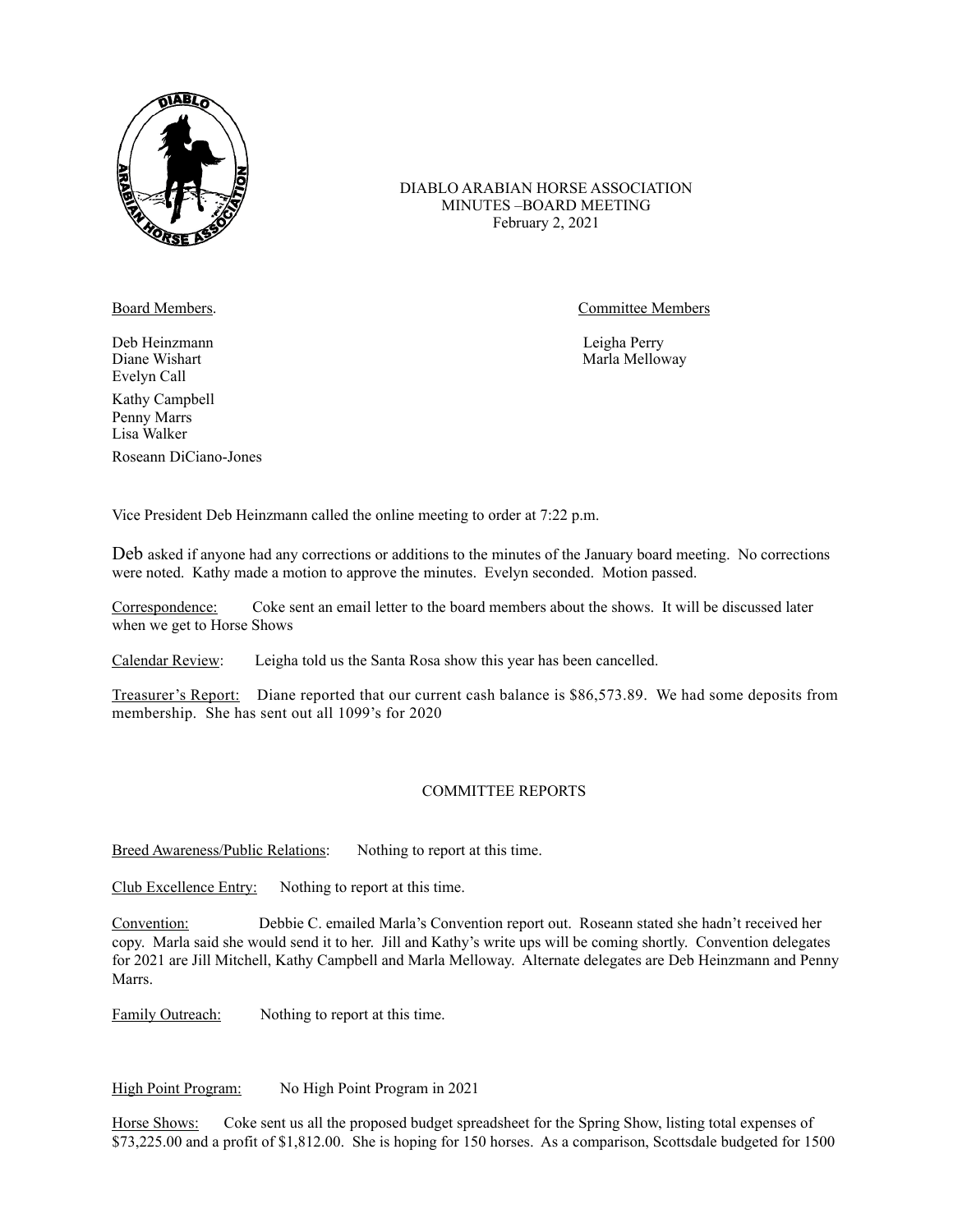DIABLO ARABIAN HORSE ASSOCIATION
MINUTES –BOARD MEETING
February 2, 2021

| Board Members. | Committee Members |
|---|---|
| Deb Heinzmann | Leigha Perry |
| Diane Wishart | Marla Melloway |
| Evelyn Call | |
| Kathy Campbell | |
| Penny Marrs | |
| Lisa Walker | |
| Roseann DiCiano-Jones | |

Vice President Deb Heinzmann called the online meeting to order at 7:22 p.m.

Deb asked if anyone had any corrections or additions to the minutes of the January board meeting. No corrections were noted. Kathy made a motion to approve the minutes. Evelyn seconded. Motion passed.

Correspondence: Coke sent an email letter to the board members about the shows. It will be discussed later when we get to Horse Shows

Calendar Review: Leigha told us the Santa Rosa show this year has been cancelled.

Treasurer's Report: Diane reported that our current cash balance is $86,573.89. We had some deposits from membership. She has sent out all 1099's for 2020

COMMITTEE REPORTS

Breed Awareness/Public Relations: Nothing to report at this time.

Club Excellence Entry: Nothing to report at this time.

Convention: Debbie C. emailed Marla's Convention report out. Roseann stated she hadn't received her copy. Marla said she would send it to her. Jill and Kathy's write ups will be coming shortly. Convention delegates for 2021 are Jill Mitchell, Kathy Campbell and Marla Melloway. Alternate delegates are Deb Heinzmann and Penny Marrs.

Family Outreach: Nothing to report at this time.

High Point Program: No High Point Program in 2021

Horse Shows: Coke sent us all the proposed budget spreadsheet for the Spring Show, listing total expenses of $73,225.00 and a profit of $1,812.00. She is hoping for 150 horses. As a comparison, Scottsdale budgeted for 1500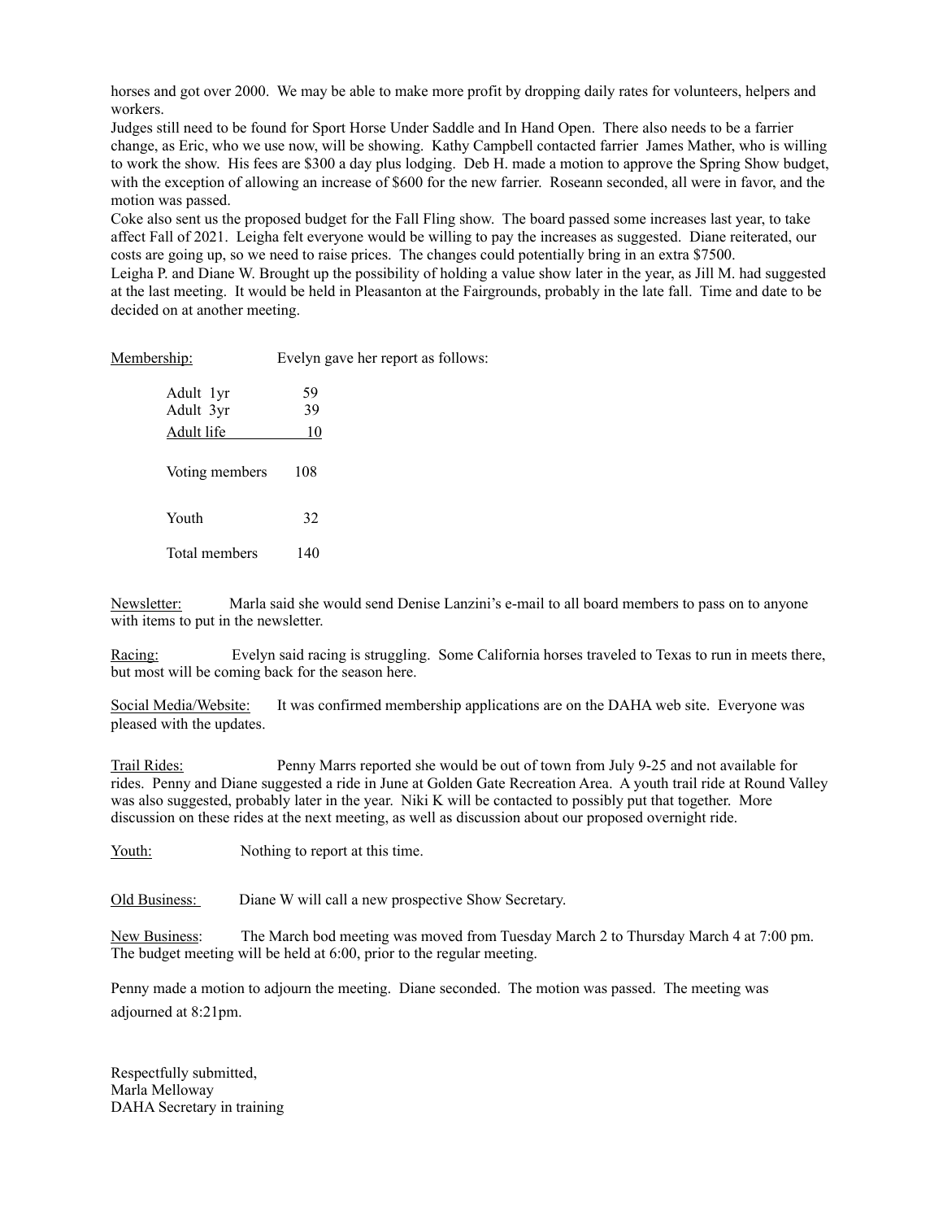horses and got over 2000. We may be able to make more profit by dropping daily rates for volunteers, helpers and workers.
Judges still need to be found for Sport Horse Under Saddle and In Hand Open. There also needs to be a farrier change, as Eric, who we use now, will be showing. Kathy Campbell contacted farrier James Mather, who is willing to work the show. His fees are $300 a day plus lodging. Deb H. made a motion to approve the Spring Show budget, with the exception of allowing an increase of $600 for the new farrier. Roseann seconded, all were in favor, and the motion was passed.
Coke also sent us the proposed budget for the Fall Fling show. The board passed some increases last year, to take affect Fall of 2021. Leigha felt everyone would be willing to pay the increases as suggested. Diane reiterated, our costs are going up, so we need to raise prices. The changes could potentially bring in an extra $7500.
Leigha P. and Diane W. Brought up the possibility of holding a value show later in the year, as Jill M. had suggested at the last meeting. It would be held in Pleasanton at the Fairgrounds, probably in the late fall. Time and date to be decided on at another meeting.

Membership: Evelyn gave her report as follows:

| | |
|---|---|
| Adult 1yr | 59 |
| Adult 3yr | 39 |
| Adult life | 10 |
| Voting members | 108 |
| Youth | 32 |
| Total members | 140 |

Newsletter: Marla said she would send Denise Lanzini's e-mail to all board members to pass on to anyone with items to put in the newsletter.

Racing: Evelyn said racing is struggling. Some California horses traveled to Texas to run in meets there, but most will be coming back for the season here.

Social Media/Website: It was confirmed membership applications are on the DAHA web site. Everyone was pleased with the updates.

Trail Rides: Penny Marrs reported she would be out of town from July 9-25 and not available for rides. Penny and Diane suggested a ride in June at Golden Gate Recreation Area. A youth trail ride at Round Valley was also suggested, probably later in the year. Niki K will be contacted to possibly put that together. More discussion on these rides at the next meeting, as well as discussion about our proposed overnight ride.

Youth: Nothing to report at this time.

Old Business: Diane W will call a new prospective Show Secretary.

New Business: The March bod meeting was moved from Tuesday March 2 to Thursday March 4 at 7:00 pm. The budget meeting will be held at 6:00, prior to the regular meeting.

Penny made a motion to adjourn the meeting. Diane seconded. The motion was passed. The meeting was adjourned at 8:21pm.

Respectfully submitted,
Marla Melloway
DAHA Secretary in training